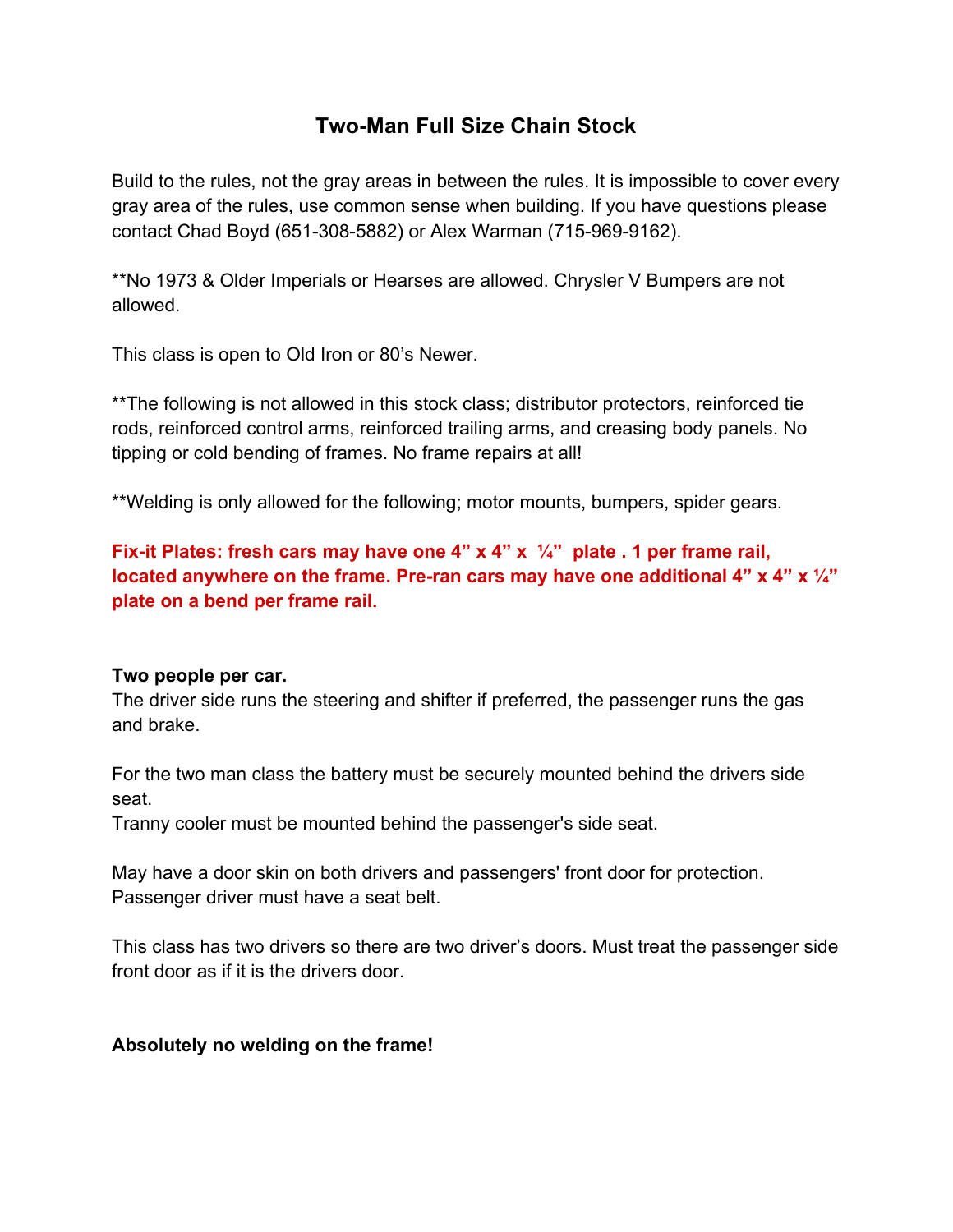# Two-Man Full Size Chain Stock

Build to the rules, not the gray areas in between the rules. It is impossible to cover every gray area of the rules, use common sense when building. If you have questions please contact Chad Boyd (651-308-5882) or Alex Warman (715-969-9162).

**No 1973 & Older Imperials or Hearses are allowed. Chrysler V Bumpers are not allowed.

This class is open to Old Iron or 80's Newer.

**The following is not allowed in this stock class; distributor protectors, reinforced tie rods, reinforced control arms, reinforced trailing arms, and creasing body panels. No tipping or cold bending of frames. No frame repairs at all!

**Welding is only allowed for the following; motor mounts, bumpers, spider gears.

**Fix-it Plates: fresh cars may have one 4" x 4" x ¼" plate . 1 per frame rail, located anywhere on the frame. Pre-ran cars may have one additional 4" x 4" x ¼" plate on a bend per frame rail.**

**Two people per car.**
The driver side runs the steering and shifter if preferred, the passenger runs the gas and brake.

For the two man class the battery must be securely mounted behind the drivers side seat.
Tranny cooler must be mounted behind the passenger's side seat.

May have a door skin on both drivers and passengers' front door for protection.
Passenger driver must have a seat belt.

This class has two drivers so there are two driver's doors. Must treat the passenger side front door as if it is the drivers door.

**Absolutely no welding on the frame!**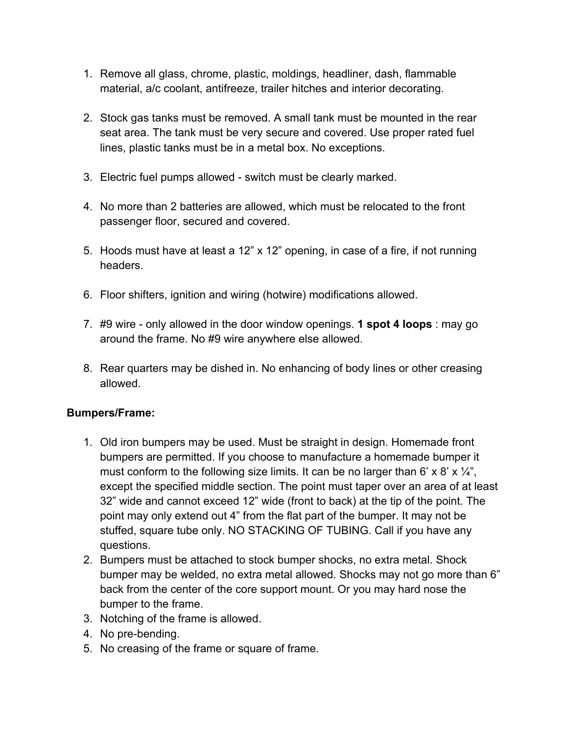1. Remove all glass, chrome, plastic, moldings, headliner, dash, flammable material, a/c coolant, antifreeze, trailer hitches and interior decorating.

2. Stock gas tanks must be removed. A small tank must be mounted in the rear seat area. The tank must be very secure and covered. Use proper rated fuel lines, plastic tanks must be in a metal box. No exceptions.

3. Electric fuel pumps allowed - switch must be clearly marked.

4. No more than 2 batteries are allowed, which must be relocated to the front passenger floor, secured and covered.

5. Hoods must have at least a 12" x 12" opening, in case of a fire, if not running headers.

6. Floor shifters, ignition and wiring (hotwire) modifications allowed.

7. #9 wire - only allowed in the door window openings. **1 spot 4 loops** : may go around the frame. No #9 wire anywhere else allowed.

8. Rear quarters may be dished in. No enhancing of body lines or other creasing allowed.

**Bumpers/Frame:**

1. Old iron bumpers may be used. Must be straight in design. Homemade front bumpers are permitted. If you choose to manufacture a homemade bumper it must conform to the following size limits. It can be no larger than 6' x 8' x ¼", except the specified middle section. The point must taper over an area of at least 32" wide and cannot exceed 12" wide (front to back) at the tip of the point. The point may only extend out 4" from the flat part of the bumper. It may not be stuffed, square tube only. NO STACKING OF TUBING. Call if you have any questions.
2. Bumpers must be attached to stock bumper shocks, no extra metal. Shock bumper may be welded, no extra metal allowed. Shocks may not go more than 6" back from the center of the core support mount. Or you may hard nose the bumper to the frame.
3. Notching of the frame is allowed.
4. No pre-bending.
5. No creasing of the frame or square of frame.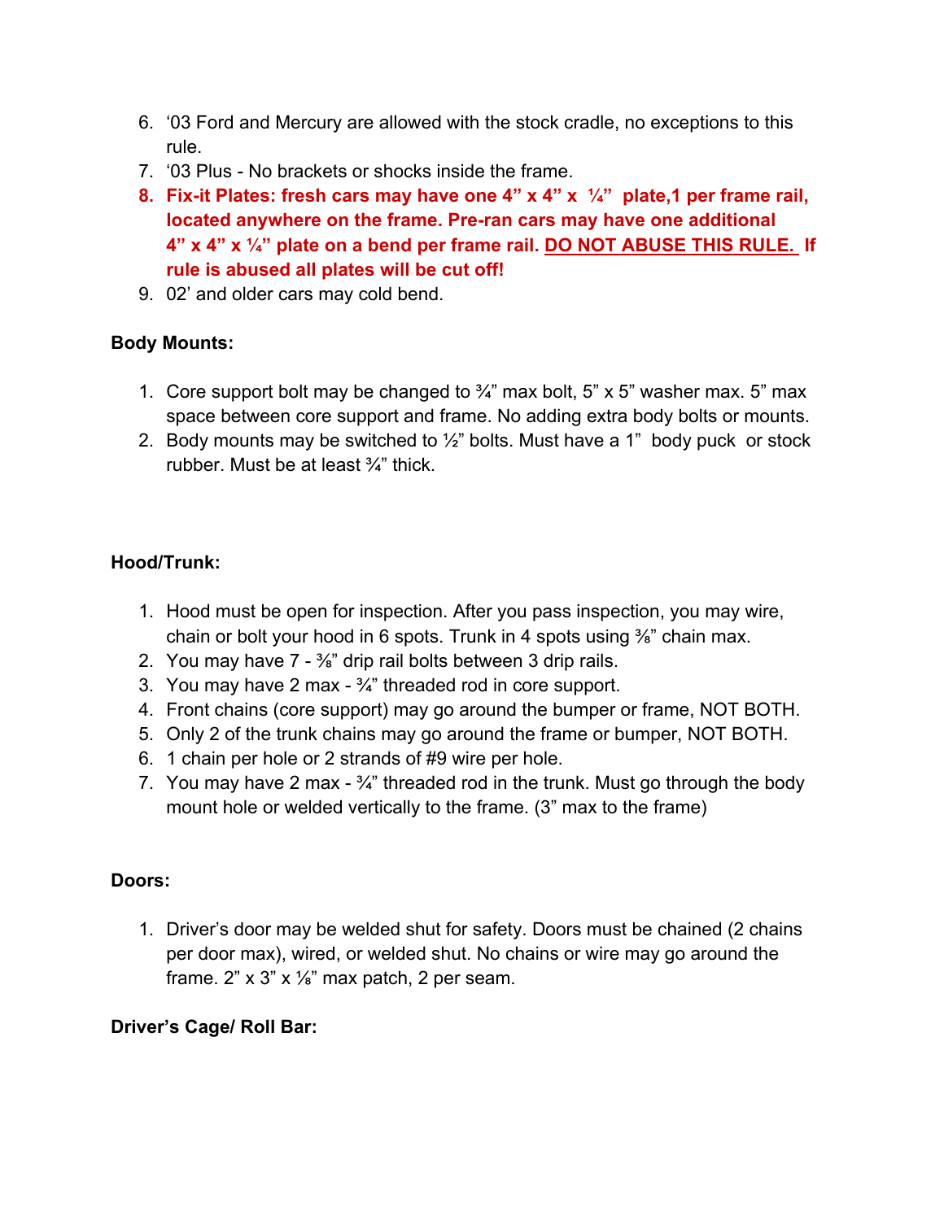6. ‘03 Ford and Mercury are allowed with the stock cradle, no exceptions to this rule.
7. ‘03 Plus - No brackets or shocks inside the frame.
8. **Fix-it Plates: fresh cars may have one 4” x 4” x ¼” plate,1 per frame rail, located anywhere on the frame. Pre-ran cars may have one additional 4” x 4” x ¼” plate on a bend per frame rail. <u>DO NOT ABUSE THIS RULE.</u> If rule is abused all plates will be cut off!**
9. 02’ and older cars may cold bend.

**Body Mounts:**

1. Core support bolt may be changed to ¾” max bolt, 5” x 5” washer max. 5” max space between core support and frame. No adding extra body bolts or mounts.
2. Body mounts may be switched to ½” bolts. Must have a 1” body puck or stock rubber. Must be at least ¾” thick.

**Hood/Trunk:**

1. Hood must be open for inspection. After you pass inspection, you may wire, chain or bolt your hood in 6 spots. Trunk in 4 spots using ⅜” chain max.
2. You may have 7 - ⅜” drip rail bolts between 3 drip rails.
3. You may have 2 max - ¾” threaded rod in core support.
4. Front chains (core support) may go around the bumper or frame, NOT BOTH.
5. Only 2 of the trunk chains may go around the frame or bumper, NOT BOTH.
6. 1 chain per hole or 2 strands of #9 wire per hole.
7. You may have 2 max - ¾” threaded rod in the trunk. Must go through the body mount hole or welded vertically to the frame. (3” max to the frame)

**Doors:**

1. Driver’s door may be welded shut for safety. Doors must be chained (2 chains per door max), wired, or welded shut. No chains or wire may go around the frame. 2” x 3” x ⅛” max patch, 2 per seam.

**Driver’s Cage/ Roll Bar:**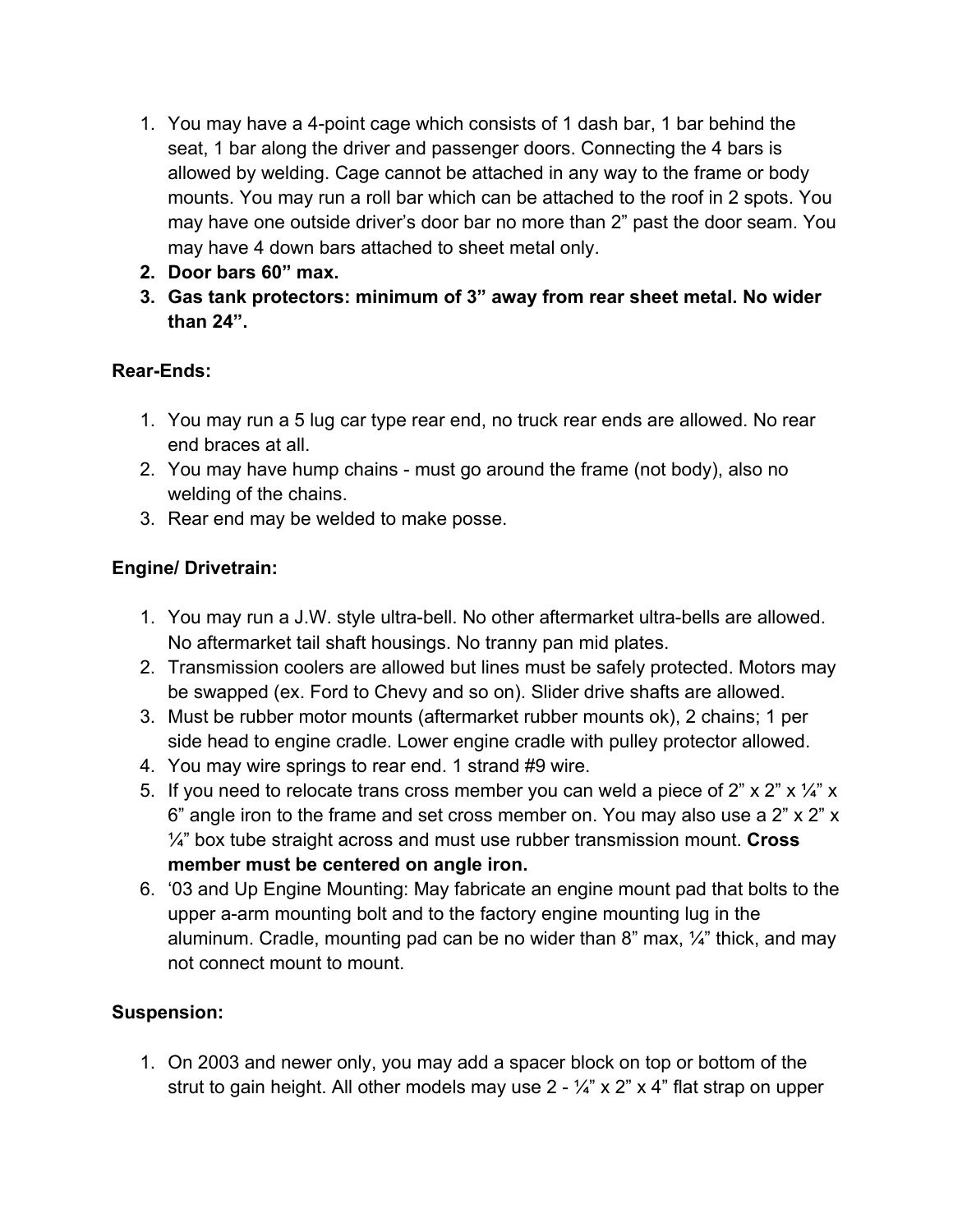1. You may have a 4-point cage which consists of 1 dash bar, 1 bar behind the seat, 1 bar along the driver and passenger doors. Connecting the 4 bars is allowed by welding. Cage cannot be attached in any way to the frame or body mounts. You may run a roll bar which can be attached to the roof in 2 spots. You may have one outside driver's door bar no more than 2" past the door seam. You may have 4 down bars attached to sheet metal only.
2. **Door bars 60" max.**
3. **Gas tank protectors: minimum of 3" away from rear sheet metal. No wider than 24".**

**Rear-Ends:**

1. You may run a 5 lug car type rear end, no truck rear ends are allowed. No rear end braces at all.
2. You may have hump chains - must go around the frame (not body), also no welding of the chains.
3. Rear end may be welded to make posse.

**Engine/ Drivetrain:**

1. You may run a J.W. style ultra-bell. No other aftermarket ultra-bells are allowed. No aftermarket tail shaft housings. No tranny pan mid plates.
2. Transmission coolers are allowed but lines must be safely protected. Motors may be swapped (ex. Ford to Chevy and so on). Slider drive shafts are allowed.
3. Must be rubber motor mounts (aftermarket rubber mounts ok), 2 chains; 1 per side head to engine cradle. Lower engine cradle with pulley protector allowed.
4. You may wire springs to rear end. 1 strand #9 wire.
5. If you need to relocate trans cross member you can weld a piece of 2" x 2" x ¼" x 6" angle iron to the frame and set cross member on. You may also use a 2" x 2" x ¼" box tube straight across and must use rubber transmission mount. **Cross member must be centered on angle iron.**
6. '03 and Up Engine Mounting: May fabricate an engine mount pad that bolts to the upper a-arm mounting bolt and to the factory engine mounting lug in the aluminum. Cradle, mounting pad can be no wider than 8" max, ¼" thick, and may not connect mount to mount.

**Suspension:**

1. On 2003 and newer only, you may add a spacer block on top or bottom of the strut to gain height. All other models may use 2 - ¼" x 2" x 4" flat strap on upper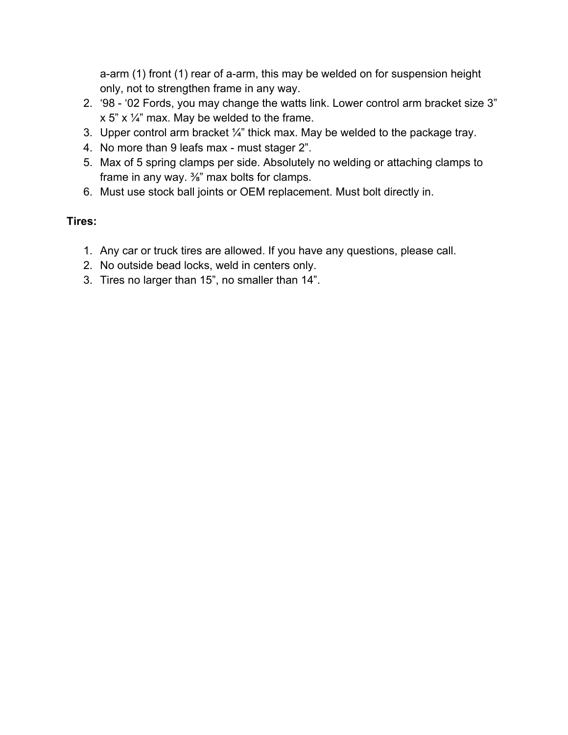a-arm (1) front (1) rear of a-arm, this may be welded on for suspension height only, not to strengthen frame in any way.

2. '98 - '02 Fords, you may change the watts link. Lower control arm bracket size 3" x 5" x ¼" max. May be welded to the frame.
3. Upper control arm bracket ¼" thick max. May be welded to the package tray.
4. No more than 9 leafs max - must stager 2".
5. Max of 5 spring clamps per side. Absolutely no welding or attaching clamps to frame in any way. ⅜" max bolts for clamps.
6. Must use stock ball joints or OEM replacement. Must bolt directly in.

**Tires:**

1. Any car or truck tires are allowed. If you have any questions, please call.
2. No outside bead locks, weld in centers only.
3. Tires no larger than 15", no smaller than 14".